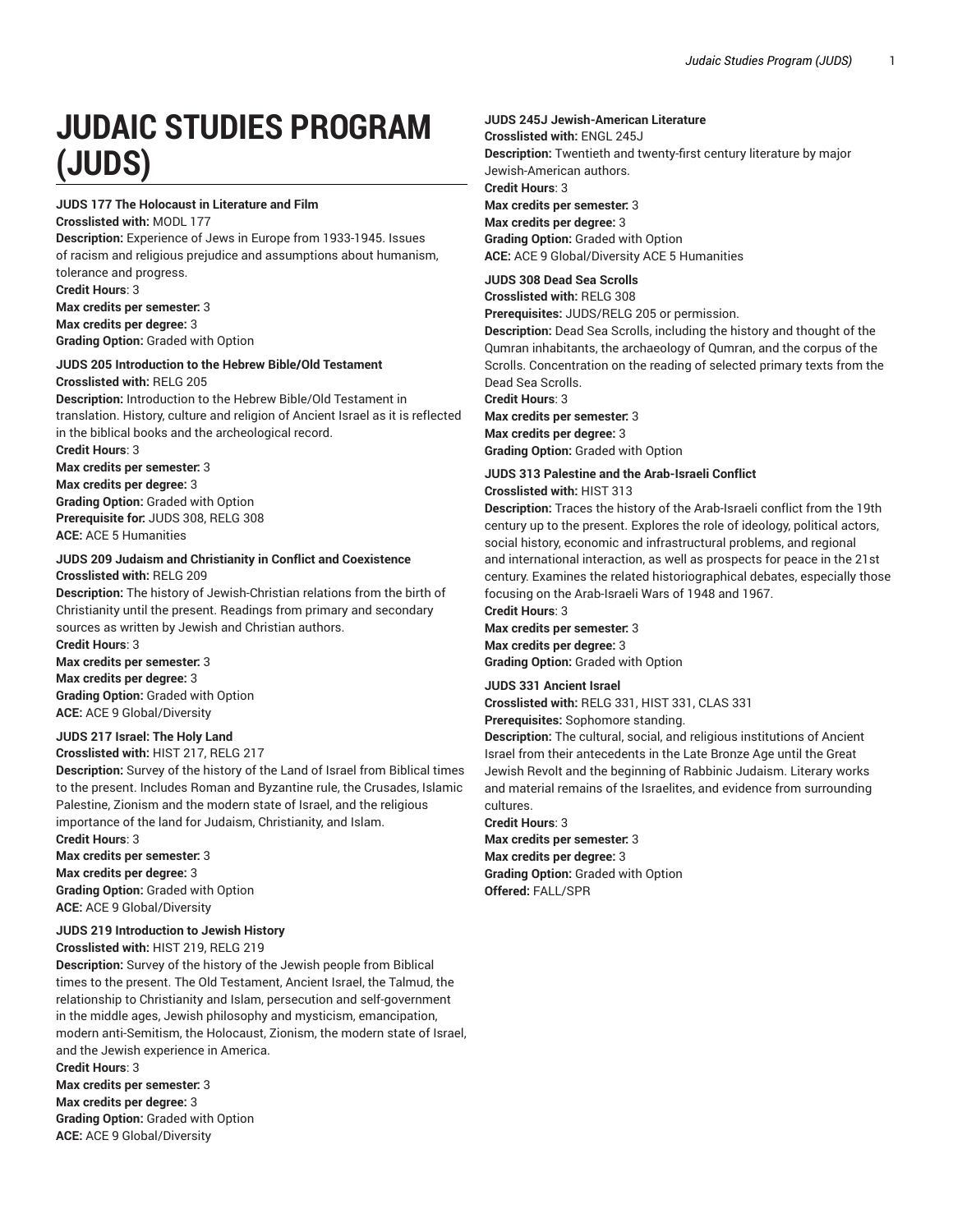# JUDAIC STUDIES PROGRAM (JUDS)

**JUDS 177 The Holocaust in Literature and Film**
**Crosslisted with:** MODL 177
**Description:** Experience of Jews in Europe from 1933-1945. Issues of racism and religious prejudice and assumptions about humanism, tolerance and progress.
**Credit Hours**: 3
**Max credits per semester:** 3
**Max credits per degree:** 3
**Grading Option:** Graded with Option

**JUDS 205 Introduction to the Hebrew Bible/Old Testament**
**Crosslisted with:** RELG 205
**Description:** Introduction to the Hebrew Bible/Old Testament in translation. History, culture and religion of Ancient Israel as it is reflected in the biblical books and the archeological record.
**Credit Hours**: 3
**Max credits per semester:** 3
**Max credits per degree:** 3
**Grading Option:** Graded with Option
**Prerequisite for:** JUDS 308, RELG 308
**ACE:** ACE 5 Humanities

**JUDS 209 Judaism and Christianity in Conflict and Coexistence**
**Crosslisted with:** RELG 209
**Description:** The history of Jewish-Christian relations from the birth of Christianity until the present. Readings from primary and secondary sources as written by Jewish and Christian authors.
**Credit Hours**: 3
**Max credits per semester:** 3
**Max credits per degree:** 3
**Grading Option:** Graded with Option
**ACE:** ACE 9 Global/Diversity

**JUDS 217 Israel: The Holy Land**
**Crosslisted with:** HIST 217, RELG 217
**Description:** Survey of the history of the Land of Israel from Biblical times to the present. Includes Roman and Byzantine rule, the Crusades, Islamic Palestine, Zionism and the modern state of Israel, and the religious importance of the land for Judaism, Christianity, and Islam.
**Credit Hours**: 3
**Max credits per semester:** 3
**Max credits per degree:** 3
**Grading Option:** Graded with Option
**ACE:** ACE 9 Global/Diversity

**JUDS 219 Introduction to Jewish History**
**Crosslisted with:** HIST 219, RELG 219
**Description:** Survey of the history of the Jewish people from Biblical times to the present. The Old Testament, Ancient Israel, the Talmud, the relationship to Christianity and Islam, persecution and self-government in the middle ages, Jewish philosophy and mysticism, emancipation, modern anti-Semitism, the Holocaust, Zionism, the modern state of Israel, and the Jewish experience in America.
**Credit Hours**: 3
**Max credits per semester:** 3
**Max credits per degree:** 3
**Grading Option:** Graded with Option
**ACE:** ACE 9 Global/Diversity

**JUDS 245J Jewish-American Literature**
**Crosslisted with:** ENGL 245J
**Description:** Twentieth and twenty-first century literature by major Jewish-American authors.
**Credit Hours**: 3
**Max credits per semester:** 3
**Max credits per degree:** 3
**Grading Option:** Graded with Option
**ACE:** ACE 9 Global/Diversity ACE 5 Humanities

**JUDS 308 Dead Sea Scrolls**
**Crosslisted with:** RELG 308
**Prerequisites:** JUDS/RELG 205 or permission.
**Description:** Dead Sea Scrolls, including the history and thought of the Qumran inhabitants, the archaeology of Qumran, and the corpus of the Scrolls. Concentration on the reading of selected primary texts from the Dead Sea Scrolls.
**Credit Hours**: 3
**Max credits per semester:** 3
**Max credits per degree:** 3
**Grading Option:** Graded with Option

**JUDS 313 Palestine and the Arab-Israeli Conflict**
**Crosslisted with:** HIST 313
**Description:** Traces the history of the Arab-Israeli conflict from the 19th century up to the present. Explores the role of ideology, political actors, social history, economic and infrastructural problems, and regional and international interaction, as well as prospects for peace in the 21st century. Examines the related historiographical debates, especially those focusing on the Arab-Israeli Wars of 1948 and 1967.
**Credit Hours**: 3
**Max credits per semester:** 3
**Max credits per degree:** 3
**Grading Option:** Graded with Option

**JUDS 331 Ancient Israel**
**Crosslisted with:** RELG 331, HIST 331, CLAS 331
**Prerequisites:** Sophomore standing.
**Description:** The cultural, social, and religious institutions of Ancient Israel from their antecedents in the Late Bronze Age until the Great Jewish Revolt and the beginning of Rabbinic Judaism. Literary works and material remains of the Israelites, and evidence from surrounding cultures.
**Credit Hours**: 3
**Max credits per semester:** 3
**Max credits per degree:** 3
**Grading Option:** Graded with Option
**Offered:** FALL/SPR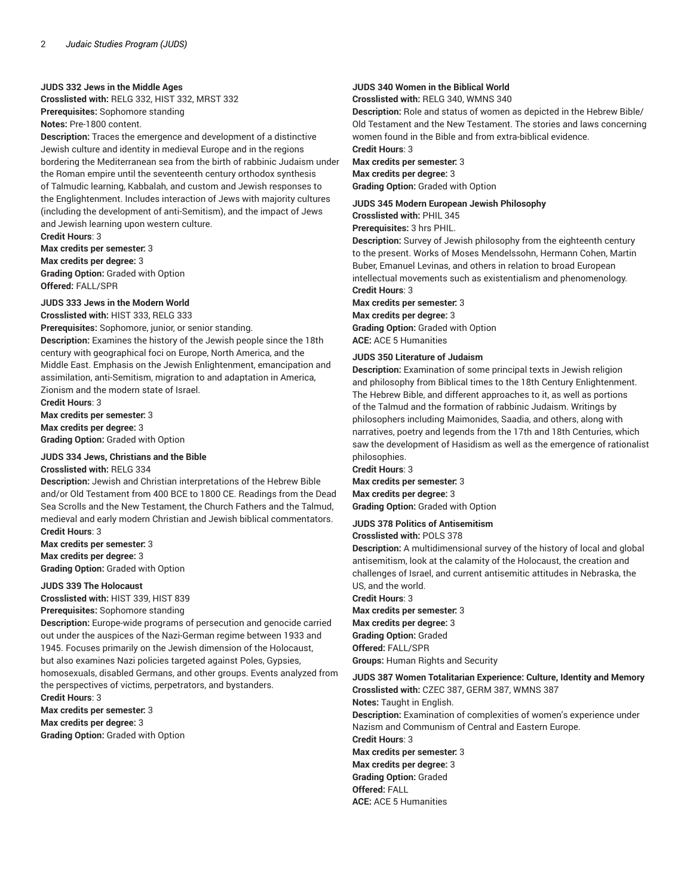#### JUDS 332 Jews in the Middle Ages

**Crosslisted with:** RELG 332, HIST 332, MRST 332
**Prerequisites:** Sophomore standing
**Notes:** Pre-1800 content.
**Description:** Traces the emergence and development of a distinctive Jewish culture and identity in medieval Europe and in the regions bordering the Mediterranean sea from the birth of rabbinic Judaism under the Roman empire until the seventeenth century orthodox synthesis of Talmudic learning, Kabbalah, and custom and Jewish responses to the Englightenment. Includes interaction of Jews with majority cultures (including the development of anti-Semitism), and the impact of Jews and Jewish learning upon western culture.
**Credit Hours**: 3
**Max credits per semester:** 3
**Max credits per degree:** 3
**Grading Option:** Graded with Option
**Offered:** FALL/SPR

#### JUDS 333 Jews in the Modern World

**Crosslisted with:** HIST 333, RELG 333
**Prerequisites:** Sophomore, junior, or senior standing.
**Description:** Examines the history of the Jewish people since the 18th century with geographical foci on Europe, North America, and the Middle East. Emphasis on the Jewish Enlightenment, emancipation and assimilation, anti-Semitism, migration to and adaptation in America, Zionism and the modern state of Israel.
**Credit Hours**: 3
**Max credits per semester:** 3
**Max credits per degree:** 3
**Grading Option:** Graded with Option

#### JUDS 334 Jews, Christians and the Bible

**Crosslisted with:** RELG 334
**Description:** Jewish and Christian interpretations of the Hebrew Bible and/or Old Testament from 400 BCE to 1800 CE. Readings from the Dead Sea Scrolls and the New Testament, the Church Fathers and the Talmud, medieval and early modern Christian and Jewish biblical commentators.
**Credit Hours**: 3
**Max credits per semester:** 3
**Max credits per degree:** 3
**Grading Option:** Graded with Option

#### JUDS 339 The Holocaust

**Crosslisted with:** HIST 339, HIST 839
**Prerequisites:** Sophomore standing
**Description:** Europe-wide programs of persecution and genocide carried out under the auspices of the Nazi-German regime between 1933 and 1945. Focuses primarily on the Jewish dimension of the Holocaust, but also examines Nazi policies targeted against Poles, Gypsies, homosexuals, disabled Germans, and other groups. Events analyzed from the perspectives of victims, perpetrators, and bystanders.
**Credit Hours**: 3
**Max credits per semester:** 3
**Max credits per degree:** 3
**Grading Option:** Graded with Option

#### JUDS 340 Women in the Biblical World

**Crosslisted with:** RELG 340, WMNS 340
**Description:** Role and status of women as depicted in the Hebrew Bible/ Old Testament and the New Testament. The stories and laws concerning women found in the Bible and from extra-biblical evidence.
**Credit Hours**: 3
**Max credits per semester:** 3
**Max credits per degree:** 3
**Grading Option:** Graded with Option

#### JUDS 345 Modern European Jewish Philosophy

**Crosslisted with:** PHIL 345
**Prerequisites:** 3 hrs PHIL.
**Description:** Survey of Jewish philosophy from the eighteenth century to the present. Works of Moses Mendelssohn, Hermann Cohen, Martin Buber, Emanuel Levinas, and others in relation to broad European intellectual movements such as existentialism and phenomenology.
**Credit Hours**: 3
**Max credits per semester:** 3
**Max credits per degree:** 3
**Grading Option:** Graded with Option
**ACE:** ACE 5 Humanities

#### JUDS 350 Literature of Judaism

**Description:** Examination of some principal texts in Jewish religion and philosophy from Biblical times to the 18th Century Enlightenment. The Hebrew Bible, and different approaches to it, as well as portions of the Talmud and the formation of rabbinic Judaism. Writings by philosophers including Maimonides, Saadia, and others, along with narratives, poetry and legends from the 17th and 18th Centuries, which saw the development of Hasidism as well as the emergence of rationalist philosophies.
**Credit Hours**: 3
**Max credits per semester:** 3
**Max credits per degree:** 3
**Grading Option:** Graded with Option

#### JUDS 378 Politics of Antisemitism

**Crosslisted with:** POLS 378
**Description:** A multidimensional survey of the history of local and global antisemitism, look at the calamity of the Holocaust, the creation and challenges of Israel, and current antisemitic attitudes in Nebraska, the US, and the world.
**Credit Hours**: 3
**Max credits per semester:** 3
**Max credits per degree:** 3
**Grading Option:** Graded
**Offered:** FALL/SPR
**Groups:** Human Rights and Security

#### JUDS 387 Women Totalitarian Experience: Culture, Identity and Memory

**Crosslisted with:** CZEC 387, GERM 387, WMNS 387
**Notes:** Taught in English.
**Description:** Examination of complexities of women's experience under Nazism and Communism of Central and Eastern Europe.
**Credit Hours**: 3
**Max credits per semester:** 3
**Max credits per degree:** 3
**Grading Option:** Graded
**Offered:** FALL
**ACE:** ACE 5 Humanities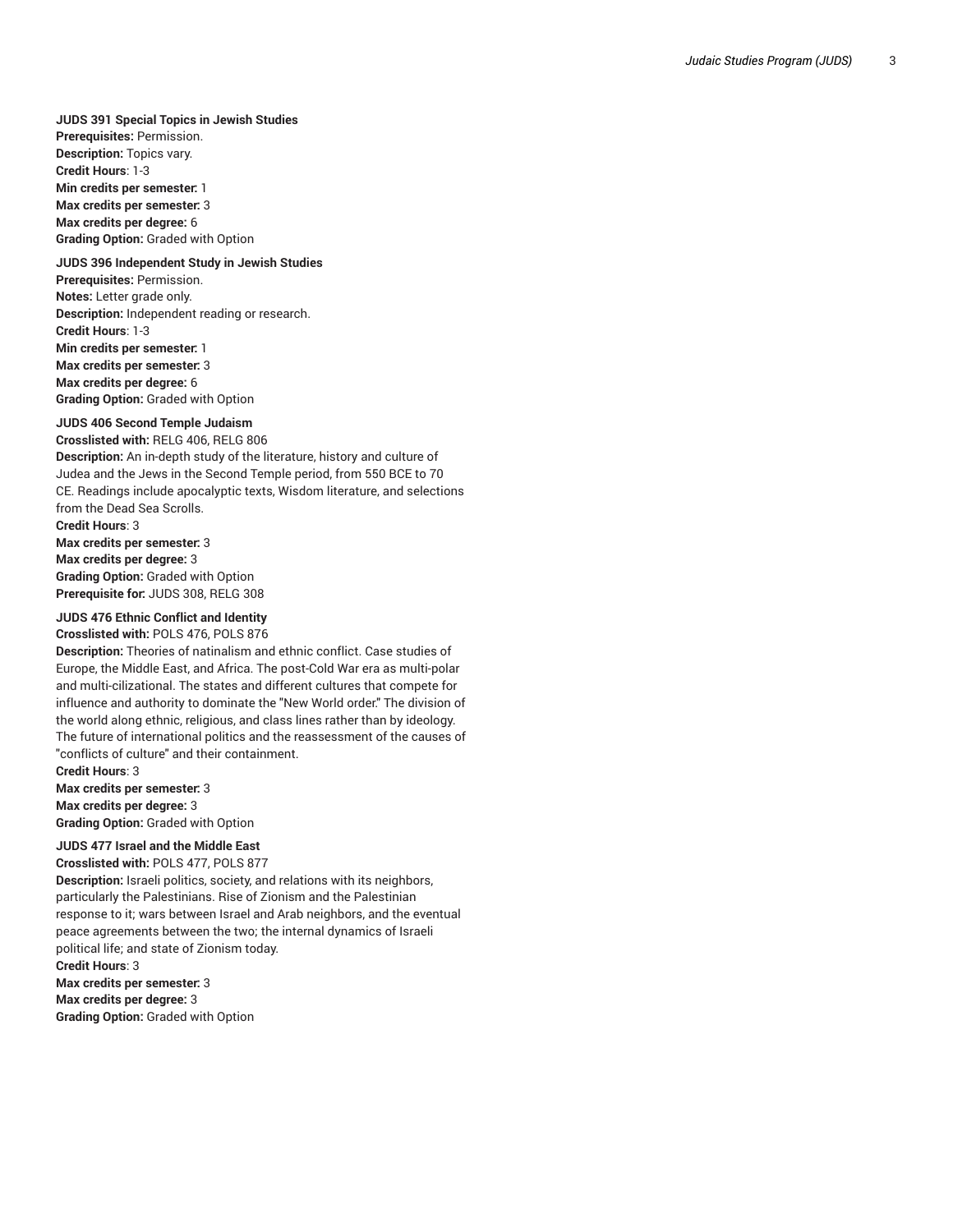**JUDS 391 Special Topics in Jewish Studies**
**Prerequisites:** Permission.
**Description:** Topics vary.
**Credit Hours**: 1-3
**Min credits per semester:** 1
**Max credits per semester:** 3
**Max credits per degree:** 6
**Grading Option:** Graded with Option

**JUDS 396 Independent Study in Jewish Studies**
**Prerequisites:** Permission.
**Notes:** Letter grade only.
**Description:** Independent reading or research.
**Credit Hours**: 1-3
**Min credits per semester:** 1
**Max credits per semester:** 3
**Max credits per degree:** 6
**Grading Option:** Graded with Option

**JUDS 406 Second Temple Judaism**
**Crosslisted with:** RELG 406, RELG 806
**Description:** An in-depth study of the literature, history and culture of Judea and the Jews in the Second Temple period, from 550 BCE to 70 CE. Readings include apocalyptic texts, Wisdom literature, and selections from the Dead Sea Scrolls.
**Credit Hours**: 3
**Max credits per semester:** 3
**Max credits per degree:** 3
**Grading Option:** Graded with Option
**Prerequisite for:** JUDS 308, RELG 308

**JUDS 476 Ethnic Conflict and Identity**
**Crosslisted with:** POLS 476, POLS 876
**Description:** Theories of natinalism and ethnic conflict. Case studies of Europe, the Middle East, and Africa. The post-Cold War era as multi-polar and multi-cilizational. The states and different cultures that compete for influence and authority to dominate the "New World order." The division of the world along ethnic, religious, and class lines rather than by ideology. The future of international politics and the reassessment of the causes of "conflicts of culture" and their containment.
**Credit Hours**: 3
**Max credits per semester:** 3
**Max credits per degree:** 3
**Grading Option:** Graded with Option

**JUDS 477 Israel and the Middle East**
**Crosslisted with:** POLS 477, POLS 877
**Description:** Israeli politics, society, and relations with its neighbors, particularly the Palestinians. Rise of Zionism and the Palestinian response to it; wars between Israel and Arab neighbors, and the eventual peace agreements between the two; the internal dynamics of Israeli political life; and state of Zionism today.
**Credit Hours**: 3
**Max credits per semester:** 3
**Max credits per degree:** 3
**Grading Option:** Graded with Option